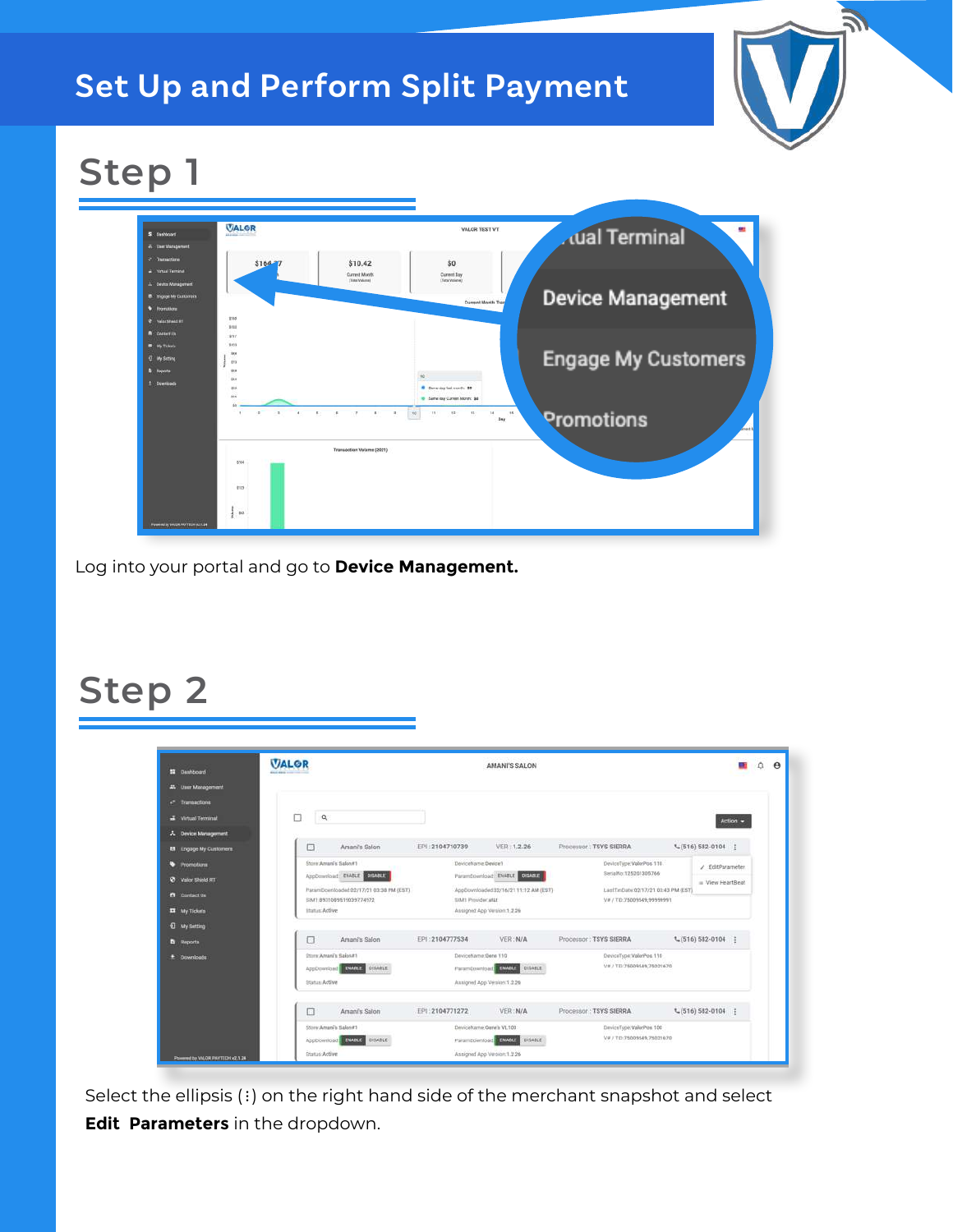# Set Up and Perform Split Payment

## Step 1

Log into your portal and go to **Device Management.**

## Step 2

Select the ellipsis (⋮) on the right hand side of the merchant snapshot and select **Edit Parameters** in the dropdown.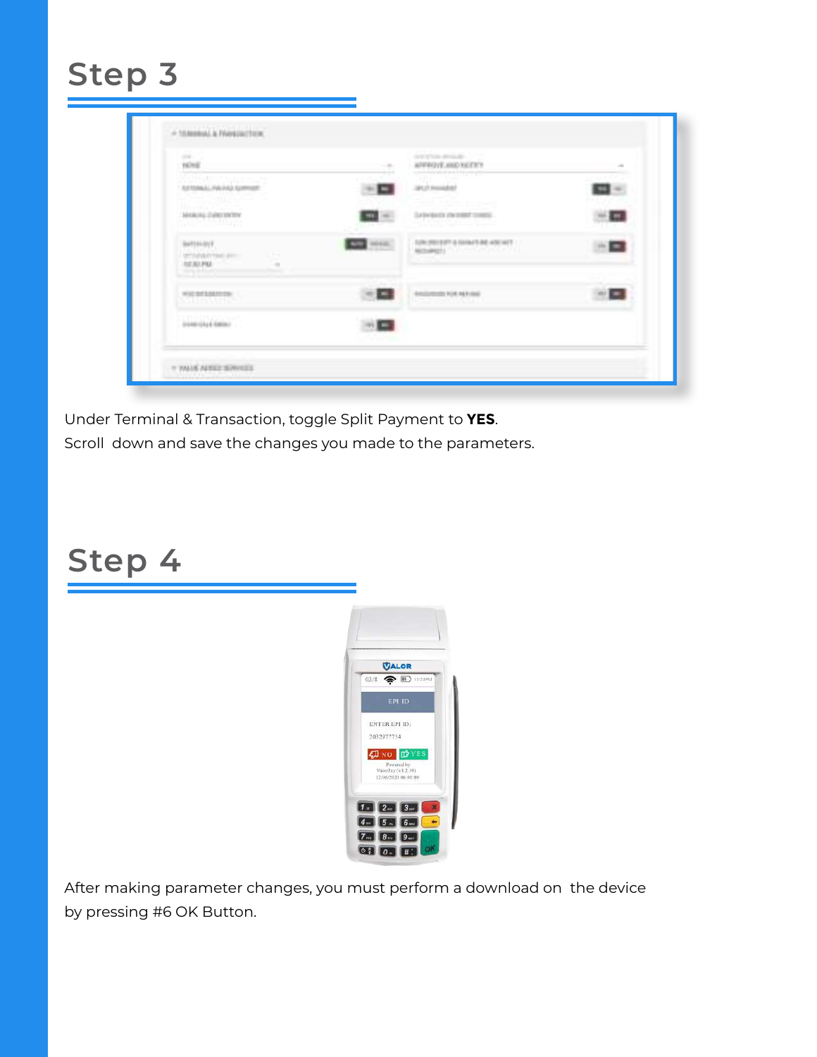## Step 3

Under Terminal & Transaction, toggle Split Payment to **YES**.
Scroll  down and save the changes you made to the parameters.

## Step 4

After making parameter changes, you must perform a download on  the device by pressing #6 OK Button.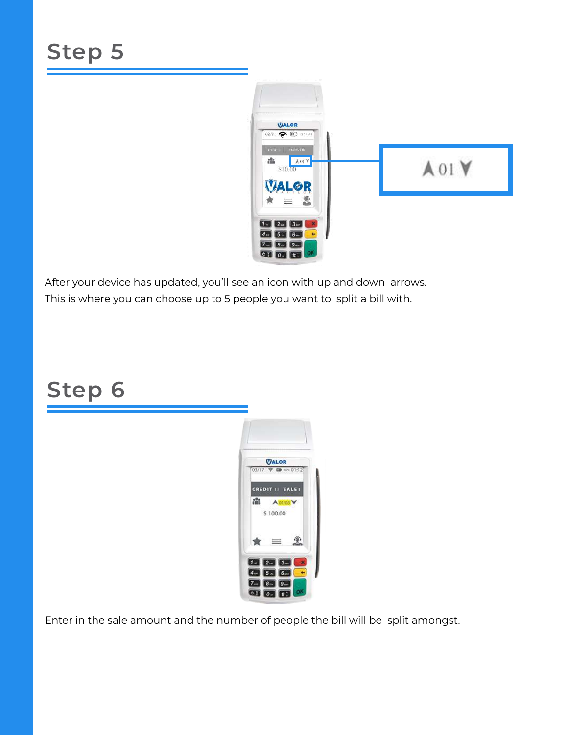## Step 5

After your device has updated, you'll see an icon with up and down arrows.
This is where you can choose up to 5 people you want to split a bill with.

## Step 6

Enter in the sale amount and the number of people the bill will be split amongst.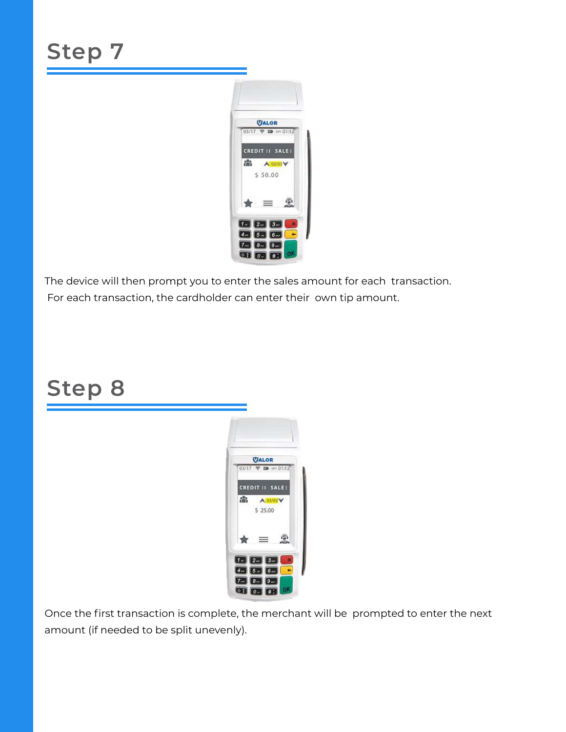## Step 7

The device will then prompt you to enter the sales amount for each transaction.
For each transaction, the cardholder can enter their own tip amount.

## Step 8

Once the first transaction is complete, the merchant will be prompted to enter the next amount (if needed to be split unevenly).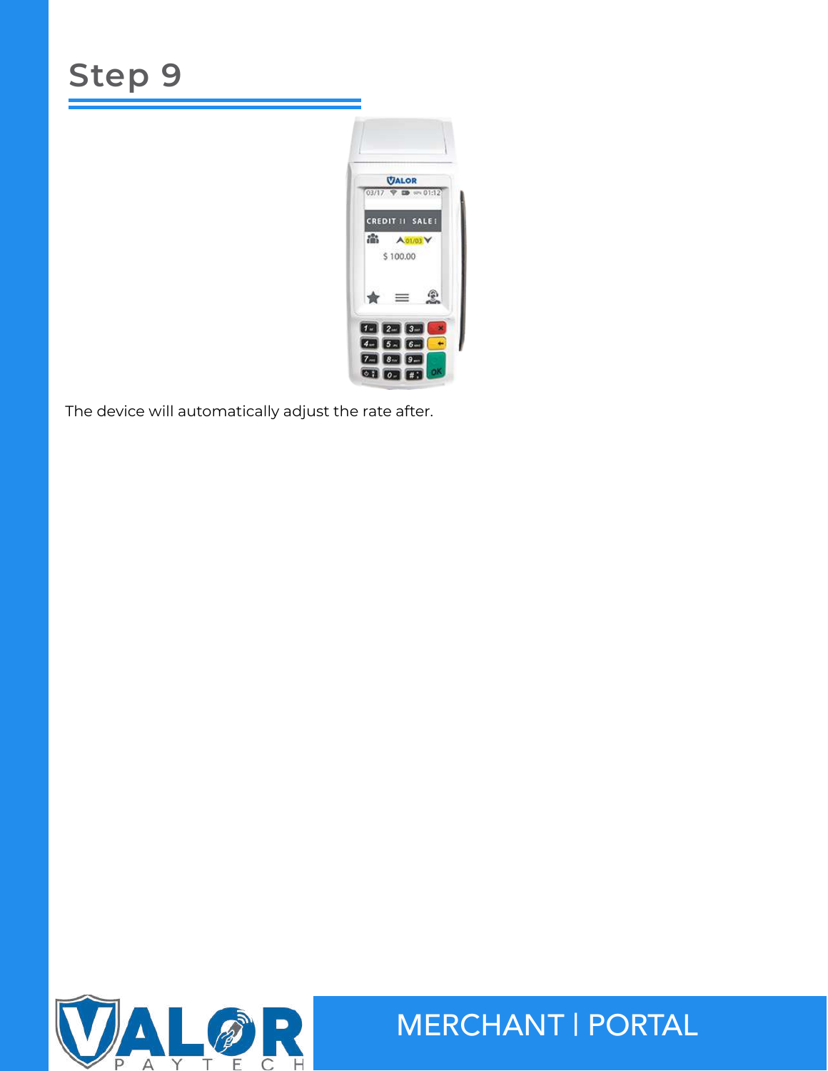## Step 9

The device will automatically adjust the rate after.